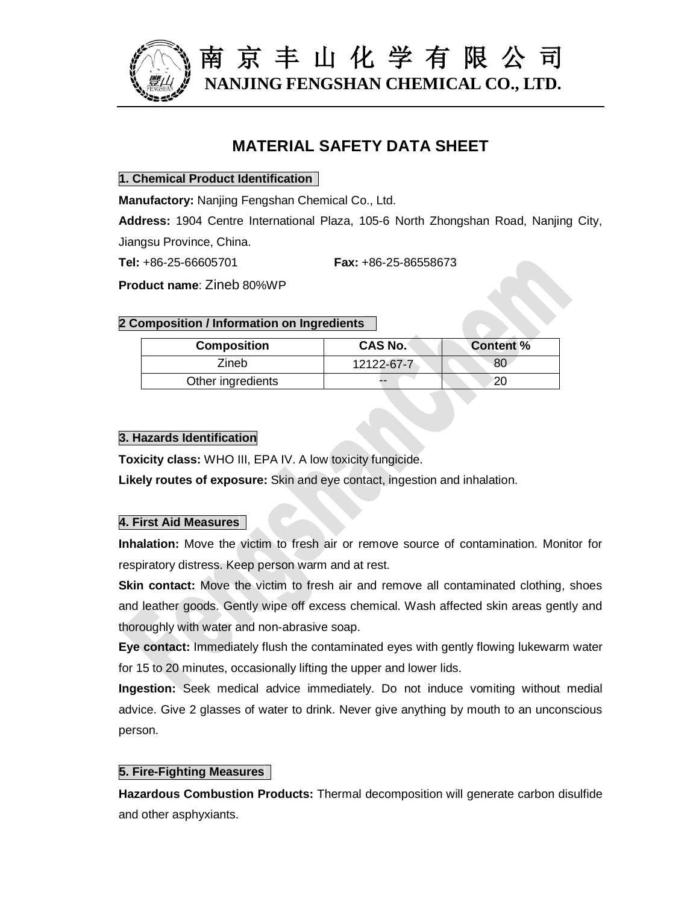南 京 丰 山 化 学 有 限 公 司

**NANJING FENGSHAN CHEMICAL CO., LTD.**

# MATERIAL SAFETY DATA SHEET

## 1. Chemical Product Identification

**Manufactory:** Nanjing Fengshan Chemical Co., Ltd.

**Address:** 1904 Centre International Plaza, 105-6 North Zhongshan Road, Nanjing City, Jiangsu Province, China.

**Tel:** +86-25-66605701 **Fax:** +86-25-86558673

**Product name**: Zineb 80%WP

## 2 Composition / Information on Ingredients

| Composition | CAS No. | Content % |
|---|---|---|
| Zineb | 12122-67-7 | 80 |
| Other ingredients | -- | 20 |

## 3. Hazards Identification

**Toxicity class:** WHO III, EPA IV. A low toxicity fungicide.

**Likely routes of exposure:** Skin and eye contact, ingestion and inhalation.

## 4. First Aid Measures

**Inhalation:** Move the victim to fresh air or remove source of contamination. Monitor for respiratory distress. Keep person warm and at rest.

**Skin contact:** Move the victim to fresh air and remove all contaminated clothing, shoes and leather goods. Gently wipe off excess chemical. Wash affected skin areas gently and thoroughly with water and non-abrasive soap.

**Eye contact:** Immediately flush the contaminated eyes with gently flowing lukewarm water for 15 to 20 minutes, occasionally lifting the upper and lower lids.

**Ingestion:** Seek medical advice immediately. Do not induce vomiting without medial advice. Give 2 glasses of water to drink. Never give anything by mouth to an unconscious person.

## 5. Fire-Fighting Measures

**Hazardous Combustion Products:** Thermal decomposition will generate carbon disulfide and other asphyxiants.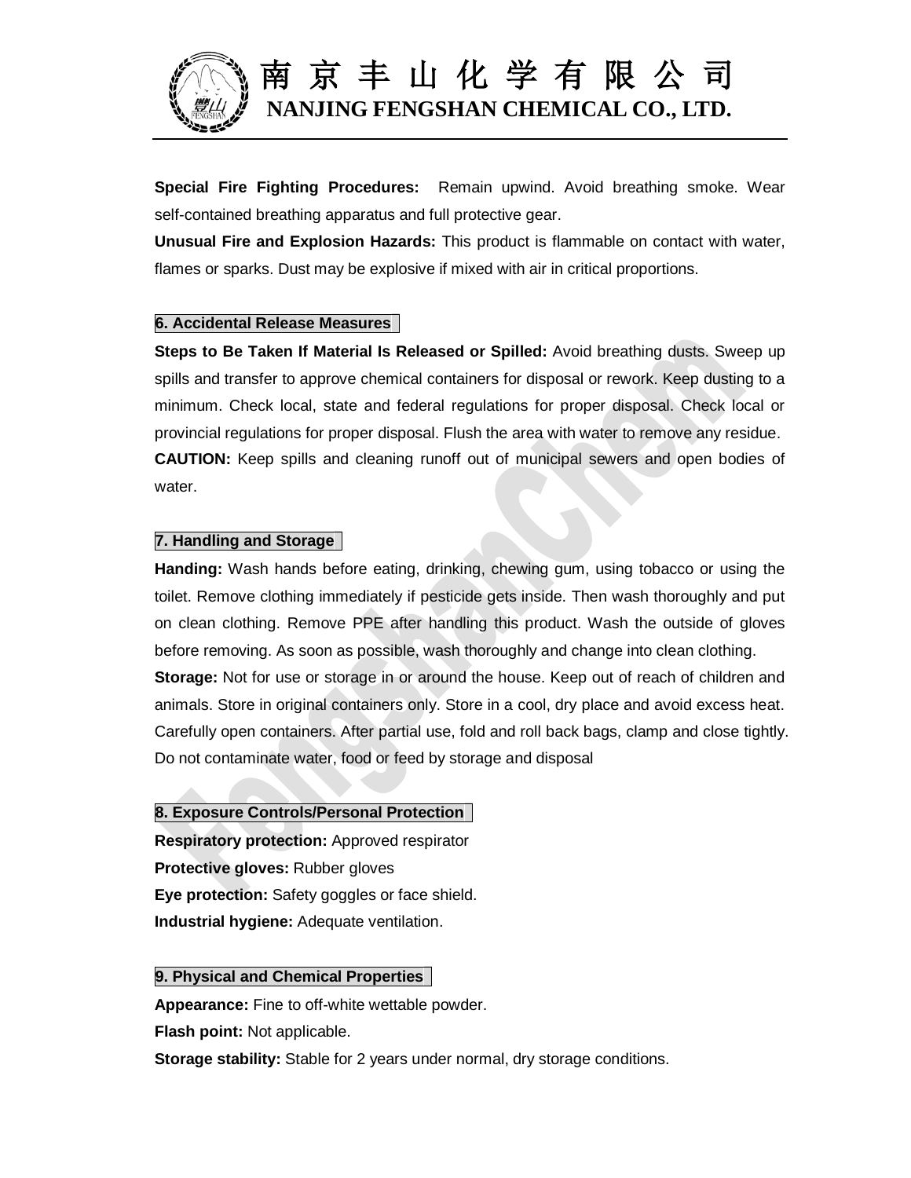**Special Fire Fighting Procedures:** Remain upwind. Avoid breathing smoke. Wear self-contained breathing apparatus and full protective gear.

**Unusual Fire and Explosion Hazards:** This product is flammable on contact with water, flames or sparks. Dust may be explosive if mixed with air in critical proportions.

## 6. Accidental Release Measures

**Steps to Be Taken If Material Is Released or Spilled:** Avoid breathing dusts. Sweep up spills and transfer to approve chemical containers for disposal or rework. Keep dusting to a minimum. Check local, state and federal regulations for proper disposal. Check local or provincial regulations for proper disposal. Flush the area with water to remove any residue.

**CAUTION:** Keep spills and cleaning runoff out of municipal sewers and open bodies of water.

## 7. Handling and Storage

**Handing:** Wash hands before eating, drinking, chewing gum, using tobacco or using the toilet. Remove clothing immediately if pesticide gets inside. Then wash thoroughly and put on clean clothing. Remove PPE after handling this product. Wash the outside of gloves before removing. As soon as possible, wash thoroughly and change into clean clothing.

**Storage:** Not for use or storage in or around the house. Keep out of reach of children and animals. Store in original containers only. Store in a cool, dry place and avoid excess heat. Carefully open containers. After partial use, fold and roll back bags, clamp and close tightly. Do not contaminate water, food or feed by storage and disposal

## 8. Exposure Controls/Personal Protection

**Respiratory protection:** Approved respirator

**Protective gloves:** Rubber gloves

**Eye protection:** Safety goggles or face shield.

**Industrial hygiene:** Adequate ventilation.

## 9. Physical and Chemical Properties

**Appearance:** Fine to off-white wettable powder.

**Flash point:** Not applicable.

**Storage stability:** Stable for 2 years under normal, dry storage conditions.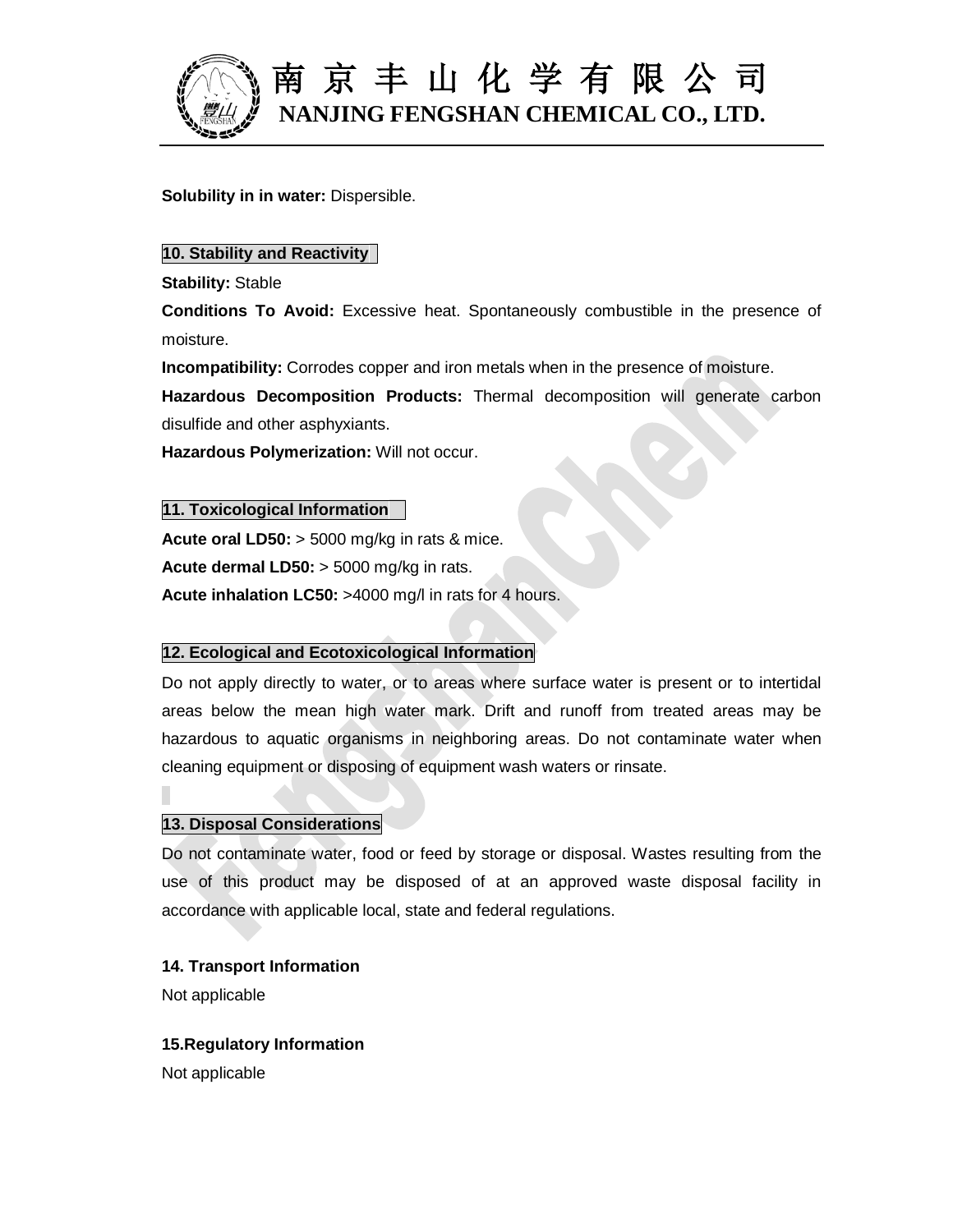**Solubility in in water:** Dispersible.

## 10. Stability and Reactivity

**Stability:** Stable

**Conditions To Avoid:** Excessive heat. Spontaneously combustible in the presence of moisture.

**Incompatibility:** Corrodes copper and iron metals when in the presence of moisture.

**Hazardous Decomposition Products:** Thermal decomposition will generate carbon disulfide and other asphyxiants.

**Hazardous Polymerization:** Will not occur.

## 11. Toxicological Information

**Acute oral LD50:** > 5000 mg/kg in rats & mice.

**Acute dermal LD50:** > 5000 mg/kg in rats.

**Acute inhalation LC50:** >4000 mg/l in rats for 4 hours.

## 12. Ecological and Ecotoxicological Information

Do not apply directly to water, or to areas where surface water is present or to intertidal areas below the mean high water mark. Drift and runoff from treated areas may be hazardous to aquatic organisms in neighboring areas. Do not contaminate water when cleaning equipment or disposing of equipment wash waters or rinsate.

## 13. Disposal Considerations

Do not contaminate water, food or feed by storage or disposal. Wastes resulting from the use of this product may be disposed of at an approved waste disposal facility in accordance with applicable local, state and federal regulations.

## 14. Transport Information

Not applicable

## 15.Regulatory Information

Not applicable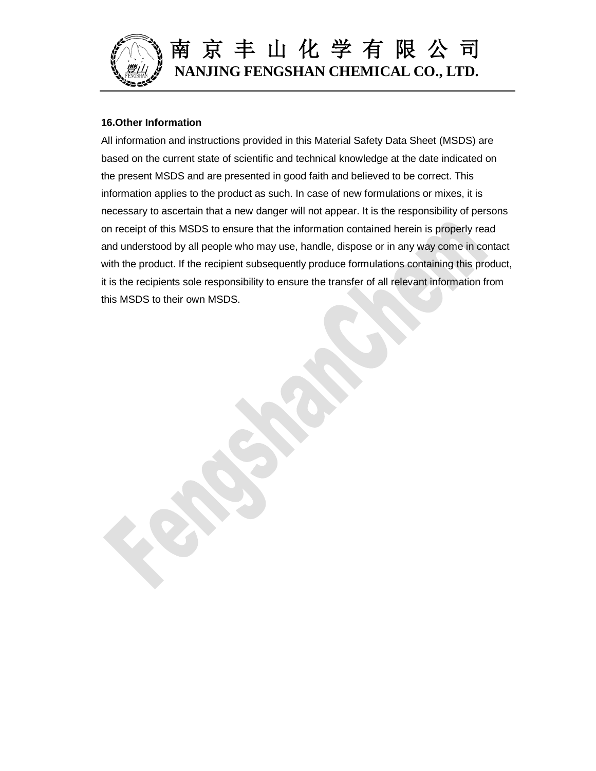## 16.Other Information

All information and instructions provided in this Material Safety Data Sheet (MSDS) are based on the current state of scientific and technical knowledge at the date indicated on the present MSDS and are presented in good faith and believed to be correct. This information applies to the product as such. In case of new formulations or mixes, it is necessary to ascertain that a new danger will not appear. It is the responsibility of persons on receipt of this MSDS to ensure that the information contained herein is properly read and understood by all people who may use, handle, dispose or in any way come in contact with the product. If the recipient subsequently produce formulations containing this product, it is the recipients sole responsibility to ensure the transfer of all relevant information from this MSDS to their own MSDS.